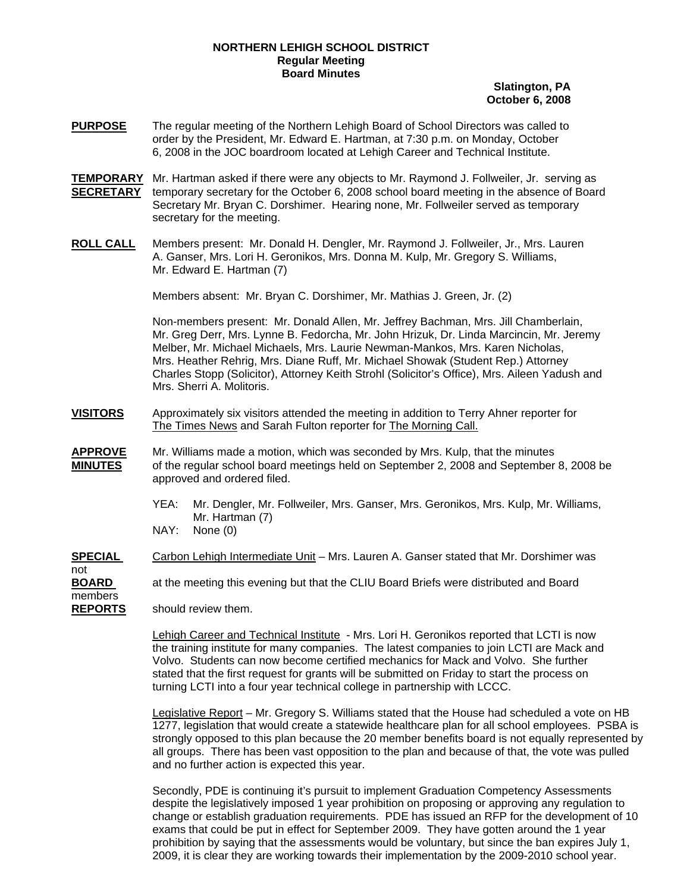**NORTHERN LEHIGH SCHOOL DISTRICT**
**Regular Meeting**
**Board Minutes**

**Slatington, PA**
**October 6, 2008**

**PURPOSE** The regular meeting of the Northern Lehigh Board of School Directors was called to order by the President, Mr. Edward E. Hartman, at 7:30 p.m. on Monday, October 6, 2008 in the JOC boardroom located at Lehigh Career and Technical Institute.

**TEMPORARY SECRETARY** Mr. Hartman asked if there were any objects to Mr. Raymond J. Follweiler, Jr. serving as temporary secretary for the October 6, 2008 school board meeting in the absence of Board Secretary Mr. Bryan C. Dorshimer. Hearing none, Mr. Follweiler served as temporary secretary for the meeting.

**ROLL CALL** Members present: Mr. Donald H. Dengler, Mr. Raymond J. Follweiler, Jr., Mrs. Lauren A. Ganser, Mrs. Lori H. Geronikos, Mrs. Donna M. Kulp, Mr. Gregory S. Williams, Mr. Edward E. Hartman (7)

Members absent: Mr. Bryan C. Dorshimer, Mr. Mathias J. Green, Jr. (2)

Non-members present: Mr. Donald Allen, Mr. Jeffrey Bachman, Mrs. Jill Chamberlain, Mr. Greg Derr, Mrs. Lynne B. Fedorcha, Mr. John Hrizuk, Dr. Linda Marcincin, Mr. Jeremy Melber, Mr. Michael Michaels, Mrs. Laurie Newman-Mankos, Mrs. Karen Nicholas, Mrs. Heather Rehrig, Mrs. Diane Ruff, Mr. Michael Showak (Student Rep.) Attorney Charles Stopp (Solicitor), Attorney Keith Strohl (Solicitor's Office), Mrs. Aileen Yadush and Mrs. Sherri A. Molitoris.

**VISITORS** Approximately six visitors attended the meeting in addition to Terry Ahner reporter for The Times News and Sarah Fulton reporter for The Morning Call.

**APPROVE MINUTES** Mr. Williams made a motion, which was seconded by Mrs. Kulp, that the minutes of the regular school board meetings held on September 2, 2008 and September 8, 2008 be approved and ordered filed.

YEA: Mr. Dengler, Mr. Follweiler, Mrs. Ganser, Mrs. Geronikos, Mrs. Kulp, Mr. Williams, Mr. Hartman (7)
NAY: None (0)

**SPECIAL BOARD REPORTS** Carbon Lehigh Intermediate Unit – Mrs. Lauren A. Ganser stated that Mr. Dorshimer was not at the meeting this evening but that the CLIU Board Briefs were distributed and Board members should review them.

Lehigh Career and Technical Institute - Mrs. Lori H. Geronikos reported that LCTI is now the training institute for many companies. The latest companies to join LCTI are Mack and Volvo. Students can now become certified mechanics for Mack and Volvo. She further stated that the first request for grants will be submitted on Friday to start the process on turning LCTI into a four year technical college in partnership with LCCC.

Legislative Report – Mr. Gregory S. Williams stated that the House had scheduled a vote on HB 1277, legislation that would create a statewide healthcare plan for all school employees. PSBA is strongly opposed to this plan because the 20 member benefits board is not equally represented by all groups. There has been vast opposition to the plan and because of that, the vote was pulled and no further action is expected this year.

Secondly, PDE is continuing it's pursuit to implement Graduation Competency Assessments despite the legislatively imposed 1 year prohibition on proposing or approving any regulation to change or establish graduation requirements. PDE has issued an RFP for the development of 10 exams that could be put in effect for September 2009. They have gotten around the 1 year prohibition by saying that the assessments would be voluntary, but since the ban expires July 1, 2009, it is clear they are working towards their implementation by the 2009-2010 school year.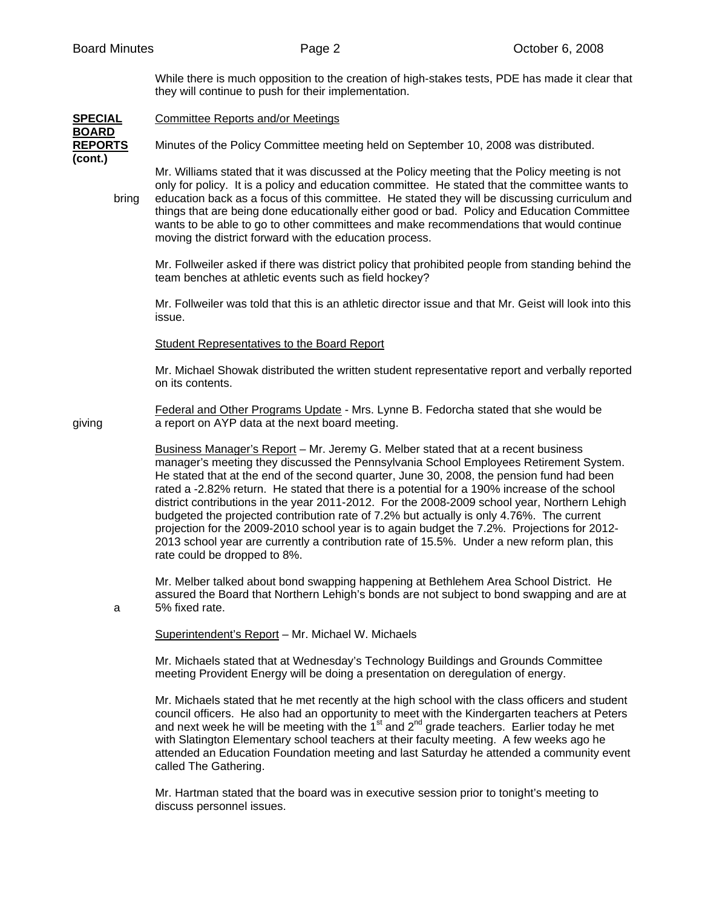While there is much opposition to the creation of high-stakes tests, PDE has made it clear that they will continue to push for their implementation.

**SPECIAL BOARD REPORTS (cont.)**

Committee Reports and/or Meetings

Minutes of the Policy Committee meeting held on September 10, 2008 was distributed.

Mr. Williams stated that it was discussed at the Policy meeting that the Policy meeting is not only for policy. It is a policy and education committee. He stated that the committee wants to bring education back as a focus of this committee. He stated they will be discussing curriculum and things that are being done educationally either good or bad. Policy and Education Committee wants to be able to go to other committees and make recommendations that would continue moving the district forward with the education process.

Mr. Follweiler asked if there was district policy that prohibited people from standing behind the team benches at athletic events such as field hockey?

Mr. Follweiler was told that this is an athletic director issue and that Mr. Geist will look into this issue.

Student Representatives to the Board Report

Mr. Michael Showak distributed the written student representative report and verbally reported on its contents.

Federal and Other Programs Update - Mrs. Lynne B. Fedorcha stated that she would be giving a report on AYP data at the next board meeting.

Business Manager's Report – Mr. Jeremy G. Melber stated that at a recent business manager's meeting they discussed the Pennsylvania School Employees Retirement System. He stated that at the end of the second quarter, June 30, 2008, the pension fund had been rated a -2.82% return. He stated that there is a potential for a 190% increase of the school district contributions in the year 2011-2012. For the 2008-2009 school year, Northern Lehigh budgeted the projected contribution rate of 7.2% but actually is only 4.76%. The current projection for the 2009-2010 school year is to again budget the 7.2%. Projections for 2012-2013 school year are currently a contribution rate of 15.5%. Under a new reform plan, this rate could be dropped to 8%.

Mr. Melber talked about bond swapping happening at Bethlehem Area School District. He assured the Board that Northern Lehigh's bonds are not subject to bond swapping and are at a 5% fixed rate.

Superintendent's Report – Mr. Michael W. Michaels

Mr. Michaels stated that at Wednesday's Technology Buildings and Grounds Committee meeting Provident Energy will be doing a presentation on deregulation of energy.

Mr. Michaels stated that he met recently at the high school with the class officers and student council officers. He also had an opportunity to meet with the Kindergarten teachers at Peters and next week he will be meeting with the 1st and 2nd grade teachers. Earlier today he met with Slatington Elementary school teachers at their faculty meeting. A few weeks ago he attended an Education Foundation meeting and last Saturday he attended a community event called The Gathering.

Mr. Hartman stated that the board was in executive session prior to tonight's meeting to discuss personnel issues.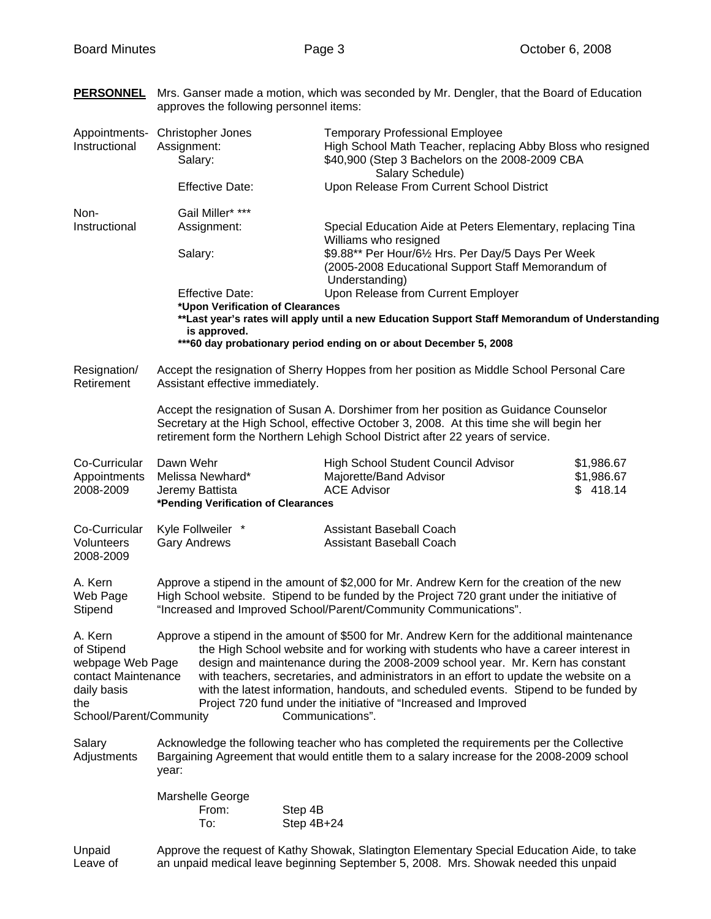**PERSONNEL** Mrs. Ganser made a motion, which was seconded by Mr. Dengler, that the Board of Education approves the following personnel items:

Appointments- Instructional

Christopher Jones — Temporary Professional Employee

Assignment: High School Math Teacher, replacing Abby Bloss who resigned

Salary: $40,900 (Step 3 Bachelors on the 2008-2009 CBA Salary Schedule)

Effective Date: Upon Release From Current School District

Non-Instructional

Gail Miller* ***

Assignment: Special Education Aide at Peters Elementary, replacing Tina Williams who resigned

Salary: $9.88** Per Hour/6½ Hrs. Per Day/5 Days Per Week (2005-2008 Educational Support Staff Memorandum of Understanding)

Effective Date: Upon Release from Current Employer

**\*Upon Verification of Clearances**

**\*\*Last year's rates will apply until a new Education Support Staff Memorandum of Understanding is approved.**

**\*\*\*60 day probationary period ending on or about December 5, 2008**

Resignation/ Retirement

Accept the resignation of Sherry Hoppes from her position as Middle School Personal Care Assistant effective immediately.

Accept the resignation of Susan A. Dorshimer from her position as Guidance Counselor Secretary at the High School, effective October 3, 2008. At this time she will begin her retirement form the Northern Lehigh School District after 22 years of service.

Co-Curricular Appointments 2008-2009

| | | |
|---|---|---|
| Dawn Wehr | High School Student Council Advisor | $1,986.67 |
| Melissa Newhard* | Majorette/Band Advisor | $1,986.67 |
| Jeremy Battista | ACE Advisor | $ 418.14 |

**\*Pending Verification of Clearances**

Co-Curricular Volunteers 2008-2009

| | |
|---|---|
| Kyle Follweiler * | Assistant Baseball Coach |
| Gary Andrews | Assistant Baseball Coach |

A. Kern Web Page Stipend

Approve a stipend in the amount of $2,000 for Mr. Andrew Kern for the creation of the new High School website. Stipend to be funded by the Project 720 grant under the initiative of "Increased and Improved School/Parent/Community Communications".

A. Kern Stipend Web Page Maintenance

Approve a stipend in the amount of $500 for Mr. Andrew Kern for the additional maintenance of the High School website and for working with students who have a career interest in webpage design and maintenance during the 2008-2009 school year. Mr. Kern has constant contact with teachers, secretaries, and administrators in an effort to update the website on a daily basis with the latest information, handouts, and scheduled events. Stipend to be funded by the Project 720 fund under the initiative of "Increased and Improved School/Parent/Community Communications".

Salary Adjustments

Acknowledge the following teacher who has completed the requirements per the Collective Bargaining Agreement that would entitle them to a salary increase for the 2008-2009 school year:

Marshelle George
From: Step 4B
To: Step 4B+24

Unpaid Leave of

Approve the request of Kathy Showak, Slatington Elementary Special Education Aide, to take an unpaid medical leave beginning September 5, 2008. Mrs. Showak needed this unpaid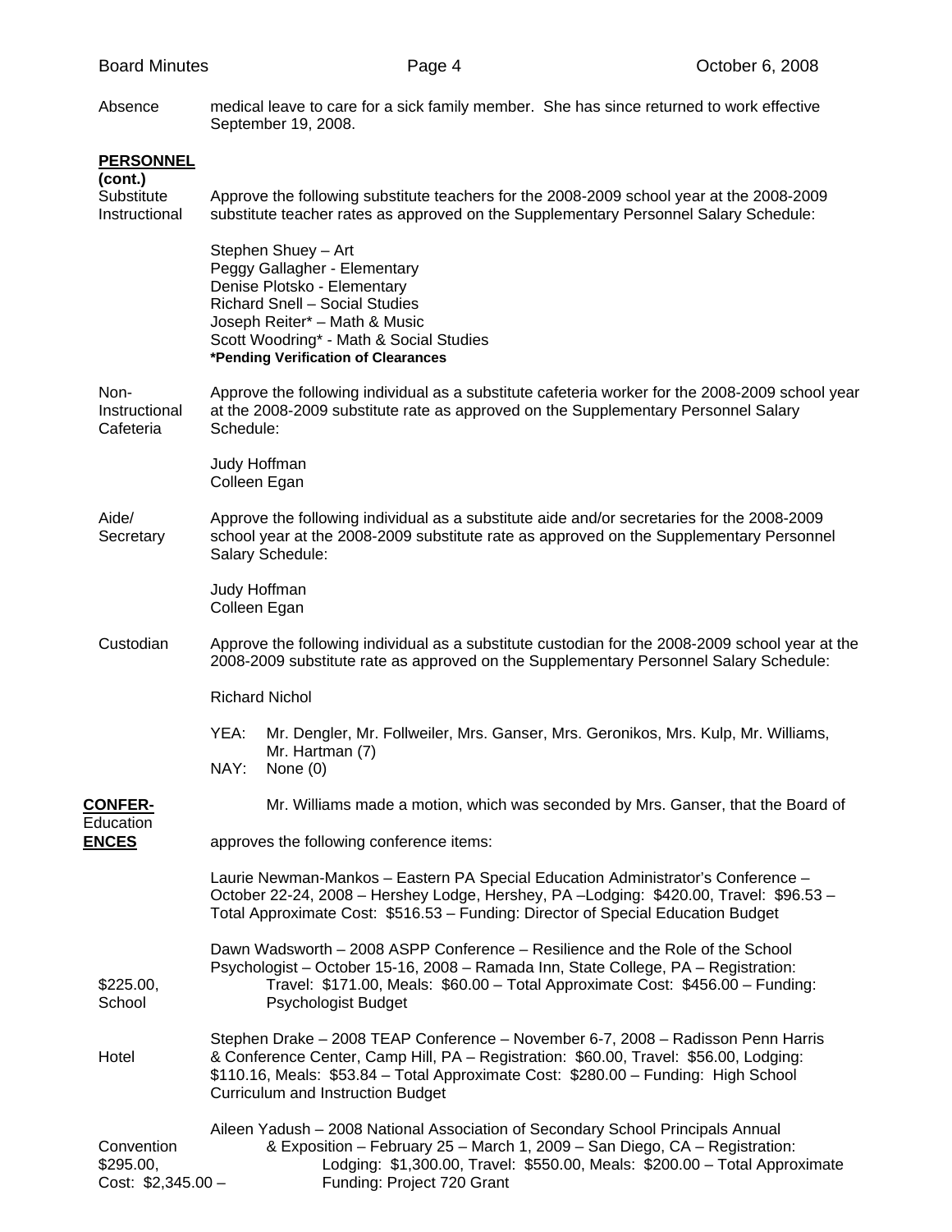Absence — medical leave to care for a sick family member. She has since returned to work effective September 19, 2008.

**PERSONNEL (cont.)**

Substitute Instructional — Approve the following substitute teachers for the 2008-2009 school year at the 2008-2009 substitute teacher rates as approved on the Supplementary Personnel Salary Schedule:

Stephen Shuey – Art
Peggy Gallagher - Elementary
Denise Plotsko - Elementary
Richard Snell – Social Studies
Joseph Reiter* – Math & Music
Scott Woodring* - Math & Social Studies
**\*Pending Verification of Clearances**

Non-Instructional Cafeteria — Approve the following individual as a substitute cafeteria worker for the 2008-2009 school year at the 2008-2009 substitute rate as approved on the Supplementary Personnel Salary Schedule:

Judy Hoffman
Colleen Egan

Aide/ Secretary — Approve the following individual as a substitute aide and/or secretaries for the 2008-2009 school year at the 2008-2009 substitute rate as approved on the Supplementary Personnel Salary Schedule:

Judy Hoffman
Colleen Egan

Custodian — Approve the following individual as a substitute custodian for the 2008-2009 school year at the 2008-2009 substitute rate as approved on the Supplementary Personnel Salary Schedule:

Richard Nichol

YEA: Mr. Dengler, Mr. Follweiler, Mrs. Ganser, Mrs. Geronikos, Mrs. Kulp, Mr. Williams, Mr. Hartman (7)
NAY: None (0)

**CONFERENCES**

Mr. Williams made a motion, which was seconded by Mrs. Ganser, that the Board of Education approves the following conference items:

Laurie Newman-Mankos – Eastern PA Special Education Administrator's Conference – October 22-24, 2008 – Hershey Lodge, Hershey, PA – Lodging: $420.00, Travel: $96.53 – Total Approximate Cost: $516.53 – Funding: Director of Special Education Budget

Dawn Wadsworth – 2008 ASPP Conference – Resilience and the Role of the School Psychologist – October 15-16, 2008 – Ramada Inn, State College, PA – Registration: $225.00, Travel: $171.00, Meals: $60.00 – Total Approximate Cost: $456.00 – Funding: School Psychologist Budget

Stephen Drake – 2008 TEAP Conference – November 6-7, 2008 – Radisson Penn Harris Hotel & Conference Center, Camp Hill, PA – Registration: $60.00, Travel: $56.00, Lodging: $110.16, Meals: $53.84 – Total Approximate Cost: $280.00 – Funding: High School Curriculum and Instruction Budget

Aileen Yadush – 2008 National Association of Secondary School Principals Annual Convention & Exposition – February 25 – March 1, 2009 – San Diego, CA – Registration: $295.00, Lodging: $1,300.00, Travel: $550.00, Meals: $200.00 – Total Approximate Cost: $2,345.00 – Funding: Project 720 Grant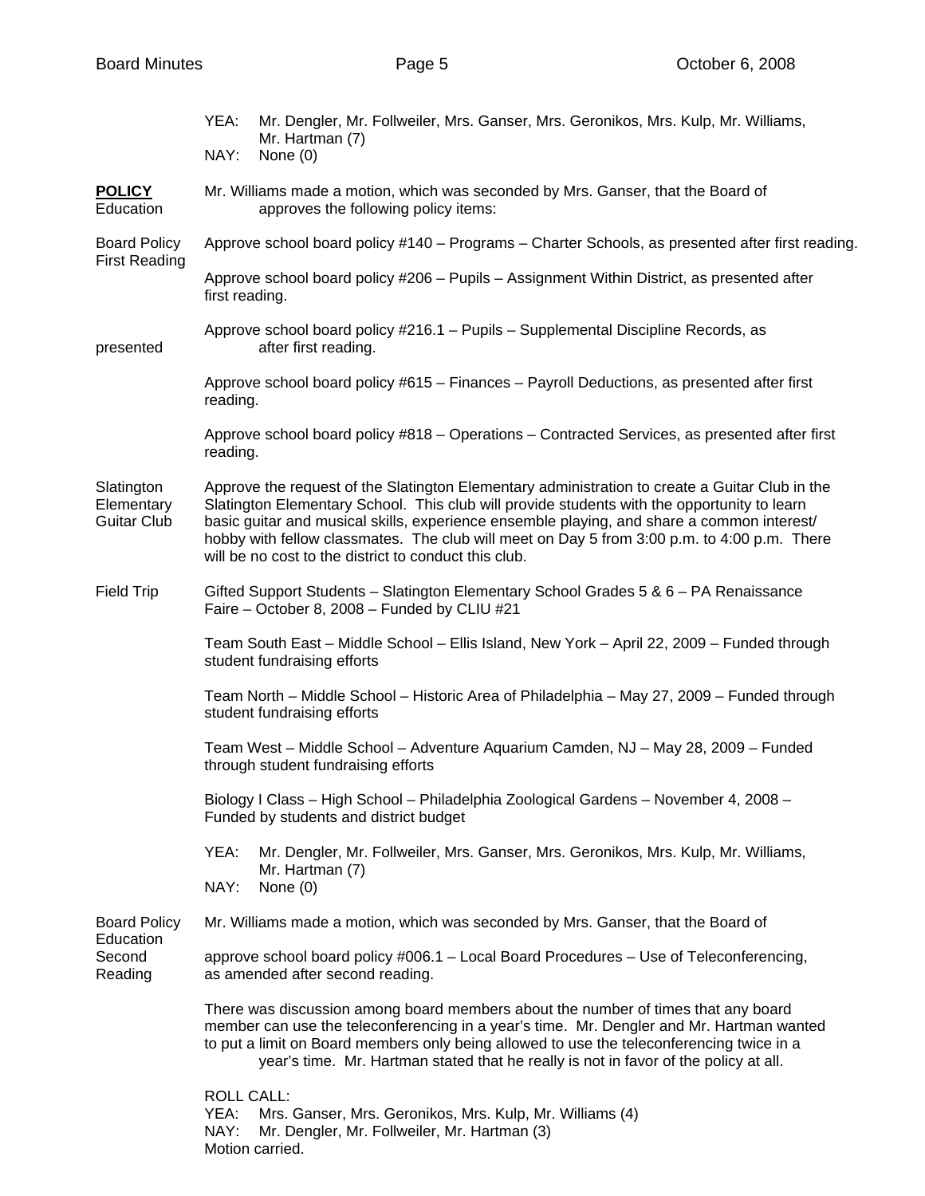YEA: Mr. Dengler, Mr. Follweiler, Mrs. Ganser, Mrs. Geronikos, Mrs. Kulp, Mr. Williams, Mr. Hartman (7)
NAY: None (0)

**POLICY** Education

Mr. Williams made a motion, which was seconded by Mrs. Ganser, that the Board of Education approves the following policy items:

Board Policy First Reading

Approve school board policy #140 – Programs – Charter Schools, as presented after first reading.

Approve school board policy #206 – Pupils – Assignment Within District, as presented after first reading.

Approve school board policy #216.1 – Pupils – Supplemental Discipline Records, as presented after first reading.

Approve school board policy #615 – Finances – Payroll Deductions, as presented after first reading.

Approve school board policy #818 – Operations – Contracted Services, as presented after first reading.

Slatington Elementary Guitar Club

Approve the request of the Slatington Elementary administration to create a Guitar Club in the Slatington Elementary School. This club will provide students with the opportunity to learn basic guitar and musical skills, experience ensemble playing, and share a common interest/ hobby with fellow classmates. The club will meet on Day 5 from 3:00 p.m. to 4:00 p.m. There will be no cost to the district to conduct this club.

Field Trip

Gifted Support Students – Slatington Elementary School Grades 5 & 6 – PA Renaissance Faire – October 8, 2008 – Funded by CLIU #21

Team South East – Middle School – Ellis Island, New York – April 22, 2009 – Funded through student fundraising efforts

Team North – Middle School – Historic Area of Philadelphia – May 27, 2009 – Funded through student fundraising efforts

Team West – Middle School – Adventure Aquarium Camden, NJ – May 28, 2009 – Funded through student fundraising efforts

Biology I Class – High School – Philadelphia Zoological Gardens – November 4, 2008 – Funded by students and district budget

YEA: Mr. Dengler, Mr. Follweiler, Mrs. Ganser, Mrs. Geronikos, Mrs. Kulp, Mr. Williams, Mr. Hartman (7)
NAY: None (0)

Board Policy Second Reading

Mr. Williams made a motion, which was seconded by Mrs. Ganser, that the Board of Education approve school board policy #006.1 – Local Board Procedures – Use of Teleconferencing, as amended after second reading.

There was discussion among board members about the number of times that any board member can use the teleconferencing in a year's time. Mr. Dengler and Mr. Hartman wanted to put a limit on Board members only being allowed to use the teleconferencing twice in a year's time. Mr. Hartman stated that he really is not in favor of the policy at all.

ROLL CALL:
YEA: Mrs. Ganser, Mrs. Geronikos, Mrs. Kulp, Mr. Williams (4)
NAY: Mr. Dengler, Mr. Follweiler, Mr. Hartman (3)
Motion carried.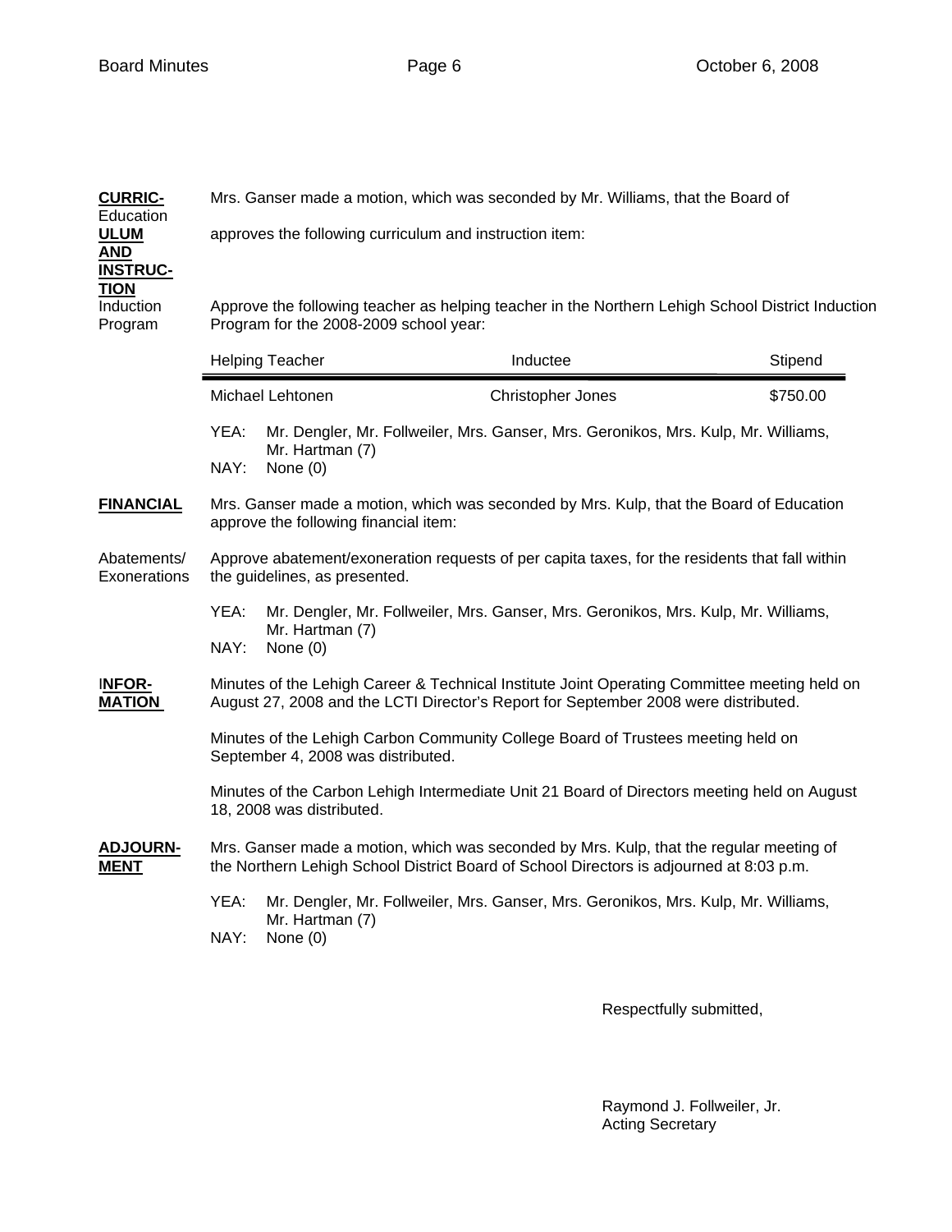**CURRICULUM AND INSTRUCTION**

Mrs. Ganser made a motion, which was seconded by Mr. Williams, that the Board of Education approves the following curriculum and instruction item:

Induction Program

Approve the following teacher as helping teacher in the Northern Lehigh School District Induction Program for the 2008-2009 school year:

| Helping Teacher | Inductee | Stipend |
|---|---|---|
| Michael Lehtonen | Christopher Jones | $750.00 |

YEA: Mr. Dengler, Mr. Follweiler, Mrs. Ganser, Mrs. Geronikos, Mrs. Kulp, Mr. Williams, Mr. Hartman (7)
NAY: None (0)

**FINANCIAL**

Mrs. Ganser made a motion, which was seconded by Mrs. Kulp, that the Board of Education approve the following financial item:

Abatements/ Exonerations

Approve abatement/exoneration requests of per capita taxes, for the residents that fall within the guidelines, as presented.

YEA: Mr. Dengler, Mr. Follweiler, Mrs. Ganser, Mrs. Geronikos, Mrs. Kulp, Mr. Williams, Mr. Hartman (7)
NAY: None (0)

**INFORMATION**

Minutes of the Lehigh Career & Technical Institute Joint Operating Committee meeting held on August 27, 2008 and the LCTI Director's Report for September 2008 were distributed.

Minutes of the Lehigh Carbon Community College Board of Trustees meeting held on September 4, 2008 was distributed.

Minutes of the Carbon Lehigh Intermediate Unit 21 Board of Directors meeting held on August 18, 2008 was distributed.

**ADJOURNMENT**

Mrs. Ganser made a motion, which was seconded by Mrs. Kulp, that the regular meeting of the Northern Lehigh School District Board of School Directors is adjourned at 8:03 p.m.

YEA: Mr. Dengler, Mr. Follweiler, Mrs. Ganser, Mrs. Geronikos, Mrs. Kulp, Mr. Williams, Mr. Hartman (7)
NAY: None (0)

Respectfully submitted,

Raymond J. Follweiler, Jr.
Acting Secretary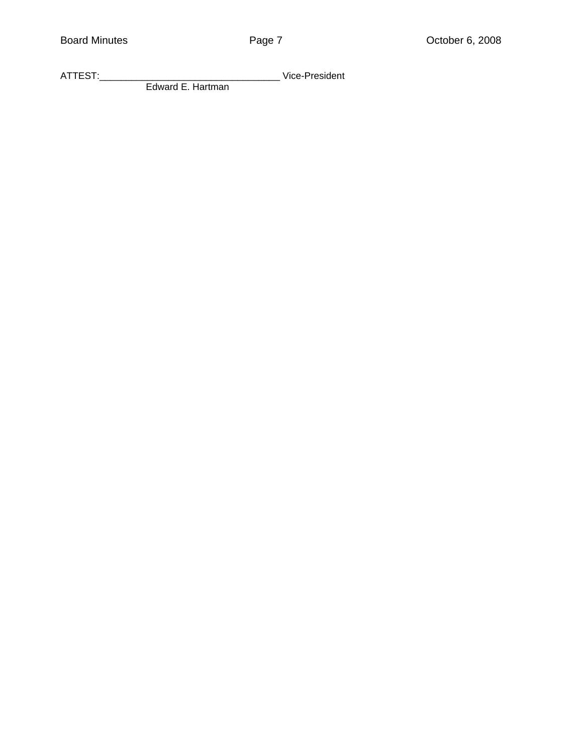ATTEST:___________________________________ Vice-President
Edward E. Hartman